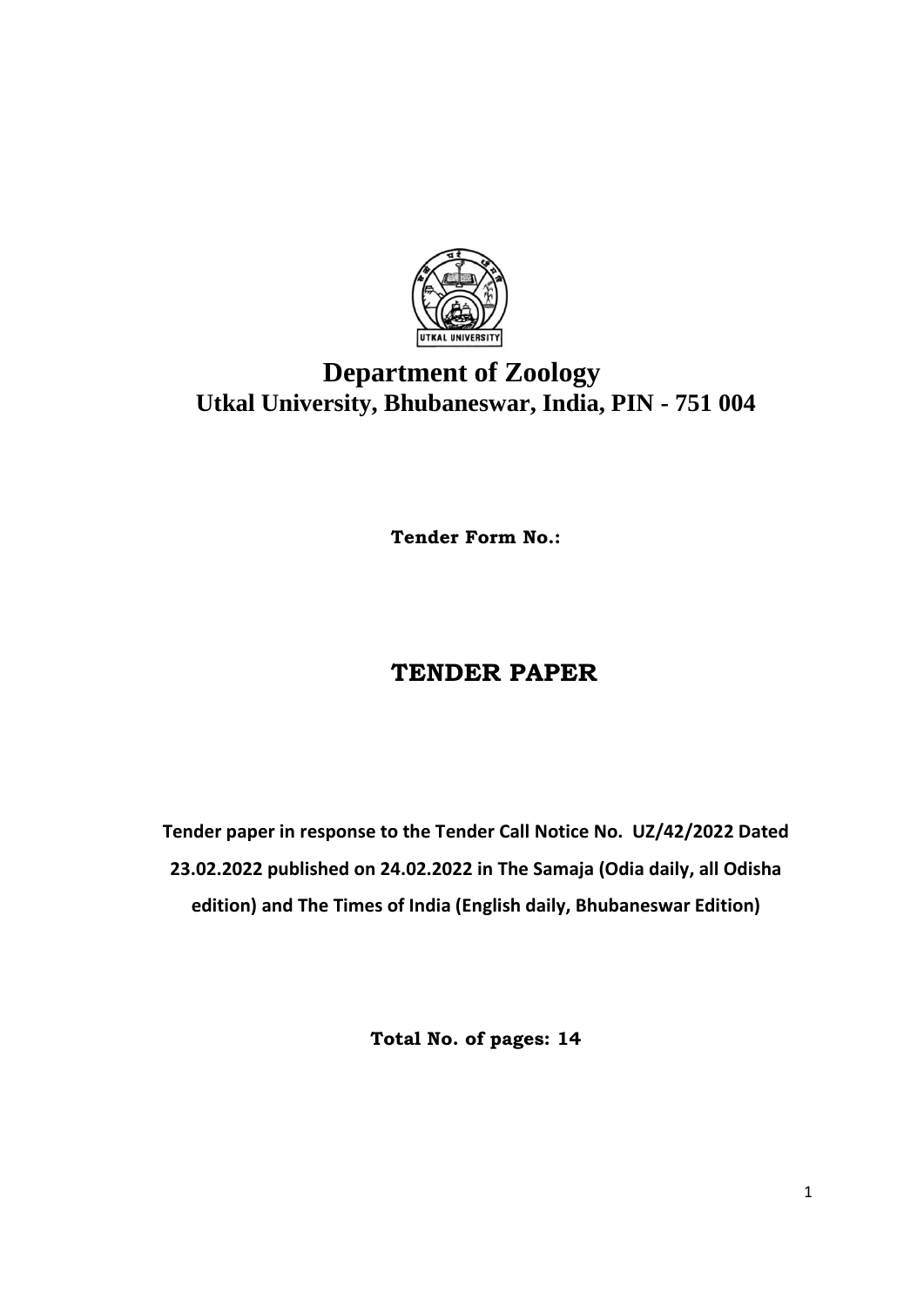# Department of Zoology

## Utkal University, Bhubaneswar, India, PIN - 751 004

**Tender Form No.:**

# TENDER PAPER

**Tender paper in response to the Tender Call Notice No. UZ/42/2022 Dated 23.02.2022 published on 24.02.2022 in The Samaja (Odia daily, all Odisha edition) and The Times of India (English daily, Bhubaneswar Edition)**

**Total No. of pages: 14**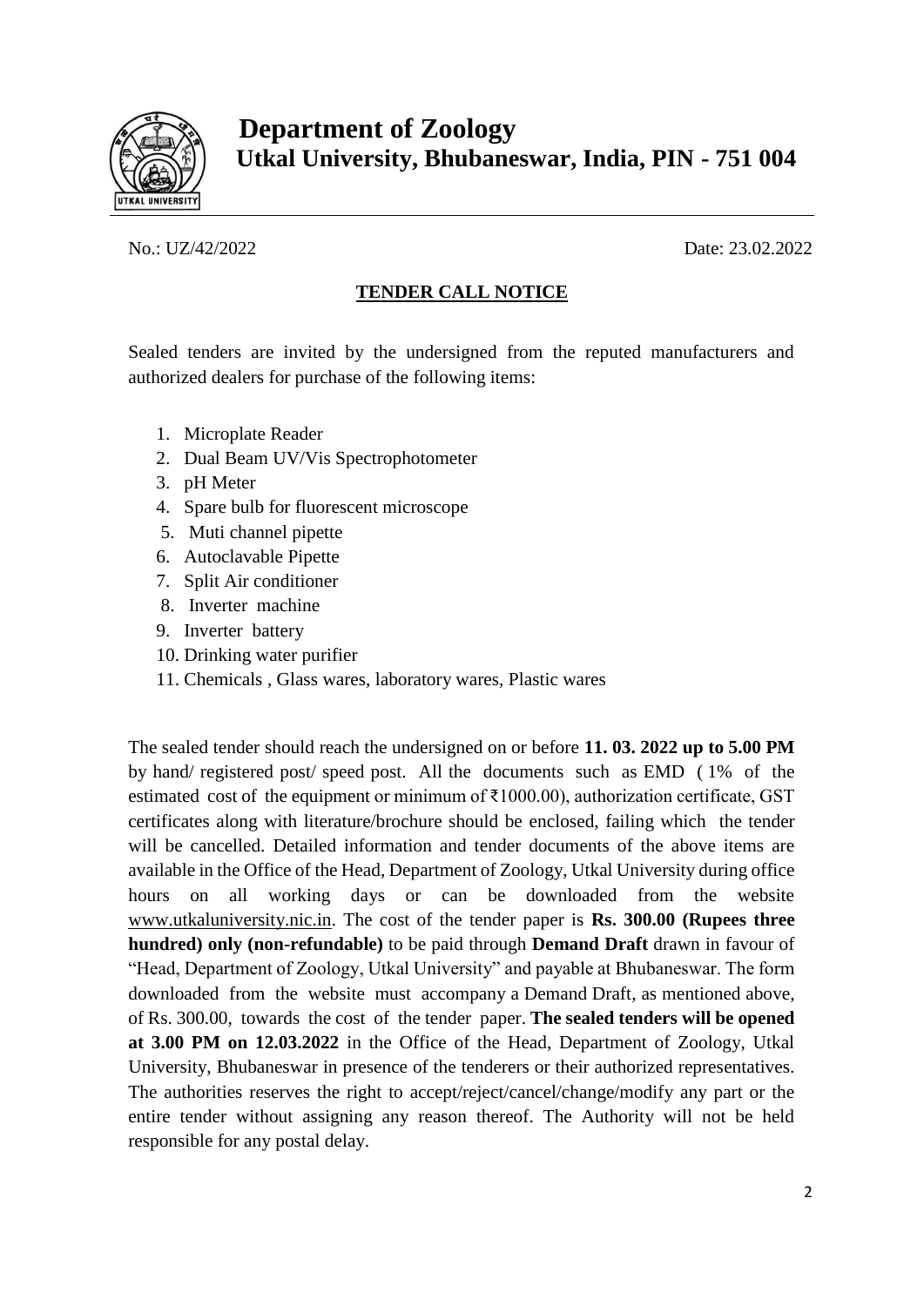# Department of Zoology

## Utkal University, Bhubaneswar, India, PIN - 751 004

No.: UZ/42/2022 Date: 23.02.2022

**TENDER CALL NOTICE**

Sealed tenders are invited by the undersigned from the reputed manufacturers and authorized dealers for purchase of the following items:

1. Microplate Reader
2. Dual Beam UV/Vis Spectrophotometer
3. pH Meter
4. Spare bulb for fluorescent microscope
5. Muti channel pipette
6. Autoclavable Pipette
7. Split Air conditioner
8. Inverter machine
9. Inverter battery
10. Drinking water purifier
11. Chemicals , Glass wares, laboratory wares, Plastic wares

The sealed tender should reach the undersigned on or before **11. 03. 2022 up to 5.00 PM** by hand/ registered post/ speed post. All the documents such as EMD ( 1% of the estimated cost of the equipment or minimum of ₹1000.00), authorization certificate, GST certificates along with literature/brochure should be enclosed, failing which the tender will be cancelled. Detailed information and tender documents of the above items are available in the Office of the Head, Department of Zoology, Utkal University during office hours on all working days or can be downloaded from the website www.utkaluniversity.nic.in. The cost of the tender paper is **Rs. 300.00 (Rupees three hundred) only (non-refundable)** to be paid through **Demand Draft** drawn in favour of "Head, Department of Zoology, Utkal University" and payable at Bhubaneswar. The form downloaded from the website must accompany a Demand Draft, as mentioned above, of Rs. 300.00, towards the cost of the tender paper. **The sealed tenders will be opened at 3.00 PM on 12.03.2022** in the Office of the Head, Department of Zoology, Utkal University, Bhubaneswar in presence of the tenderers or their authorized representatives. The authorities reserves the right to accept/reject/cancel/change/modify any part or the entire tender without assigning any reason thereof. The Authority will not be held responsible for any postal delay.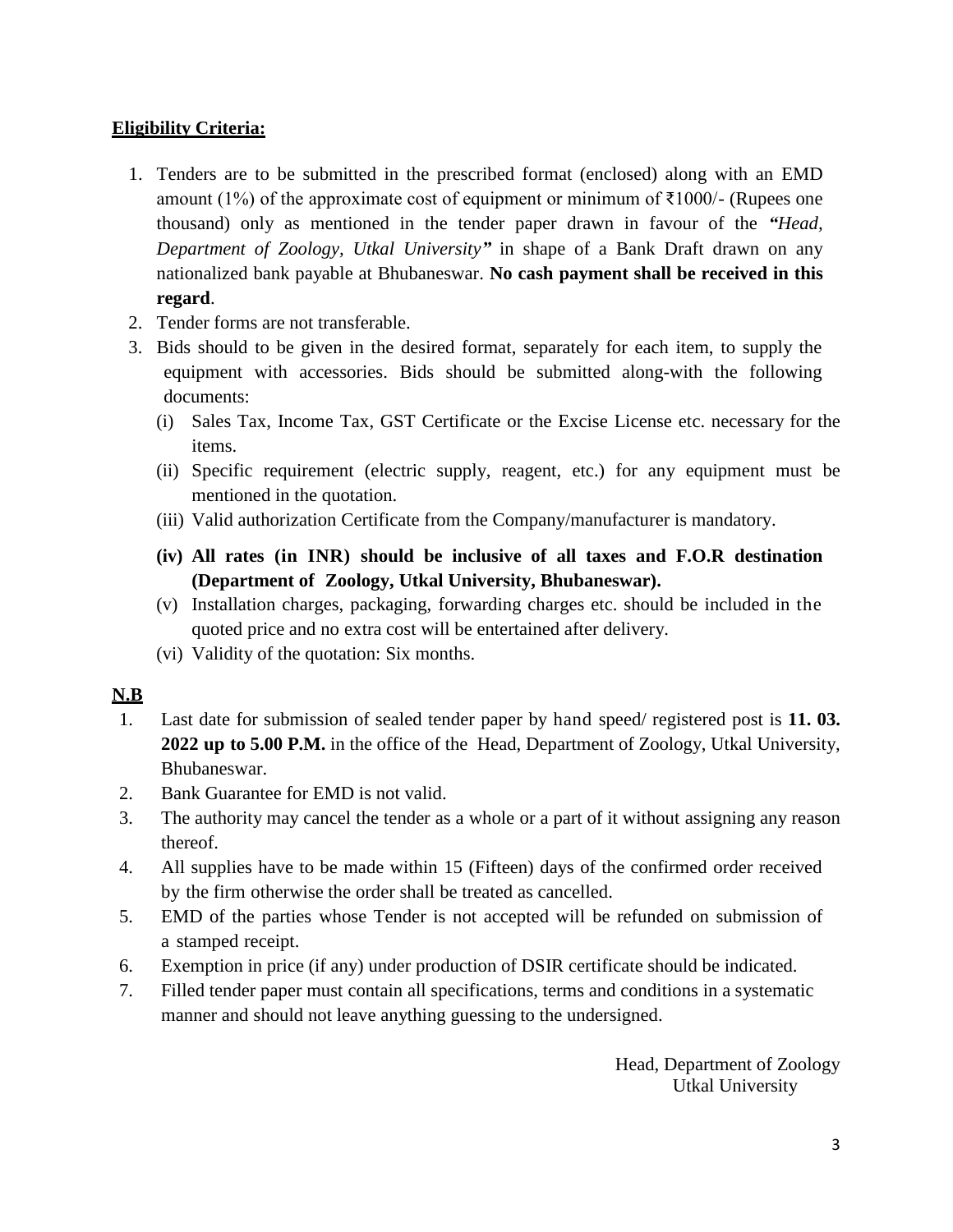**<u>Eligibility Criteria:</u>**

1. Tenders are to be submitted in the prescribed format (enclosed) along with an EMD amount (1%) of the approximate cost of equipment or minimum of ₹1000/- (Rupees one thousand) only as mentioned in the tender paper drawn in favour of the ***"Head, Department of Zoology, Utkal University"*** in shape of a Bank Draft drawn on any nationalized bank payable at Bhubaneswar. **No cash payment shall be received in this regard**.
2. Tender forms are not transferable.
3. Bids should to be given in the desired format, separately for each item, to supply the equipment with accessories. Bids should be submitted along-with the following documents:
   (i) Sales Tax, Income Tax, GST Certificate or the Excise License etc. necessary for the items.
   (ii) Specific requirement (electric supply, reagent, etc.) for any equipment must be mentioned in the quotation.
   (iii) Valid authorization Certificate from the Company/manufacturer is mandatory.
   **(iv) All rates (in INR) should be inclusive of all taxes and F.O.R destination (Department of Zoology, Utkal University, Bhubaneswar).**
   (v) Installation charges, packaging, forwarding charges etc. should be included in the quoted price and no extra cost will be entertained after delivery.
   (vi) Validity of the quotation: Six months.

**<u>N.B</u>**

1. Last date for submission of sealed tender paper by hand speed/ registered post is **11. 03. 2022 up to 5.00 P.M.** in the office of the Head, Department of Zoology, Utkal University, Bhubaneswar.
2. Bank Guarantee for EMD is not valid.
3. The authority may cancel the tender as a whole or a part of it without assigning any reason thereof.
4. All supplies have to be made within 15 (Fifteen) days of the confirmed order received by the firm otherwise the order shall be treated as cancelled.
5. EMD of the parties whose Tender is not accepted will be refunded on submission of a stamped receipt.
6. Exemption in price (if any) under production of DSIR certificate should be indicated.
7. Filled tender paper must contain all specifications, terms and conditions in a systematic manner and should not leave anything guessing to the undersigned.

Head, Department of Zoology
Utkal University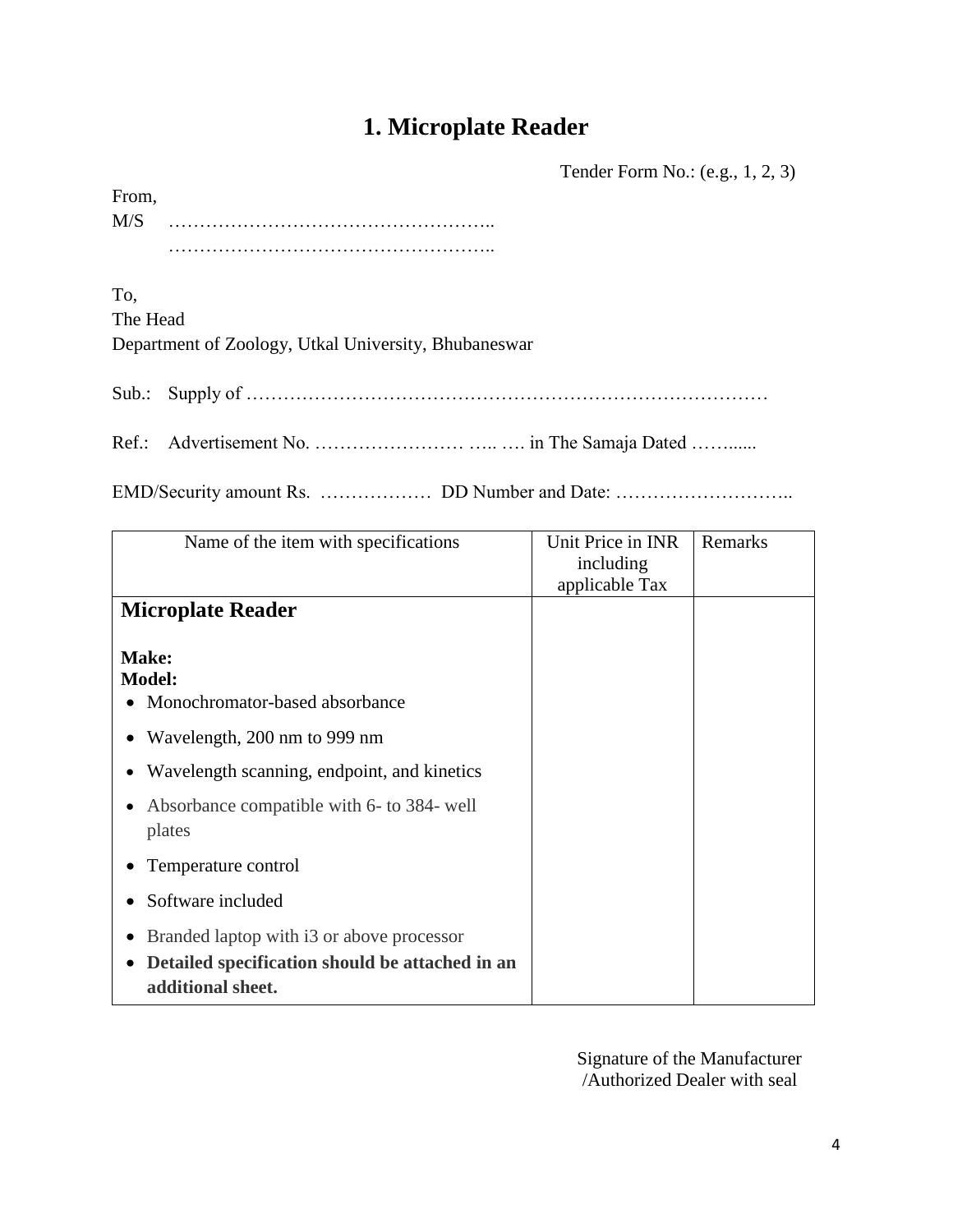# 1. Microplate Reader

Tender Form No.: (e.g., 1, 2, 3)

From,

M/S ……………………………………………..

……………………………………………..

To,

The Head

Department of Zoology, Utkal University, Bhubaneswar

Sub.: Supply of …………………………………………………………………………

Ref.: Advertisement No. …………………… ….. …. in The Samaja Dated …….....

EMD/Security amount Rs. ……………… DD Number and Date: ………………………..

| Name of the item with specifications | Unit Price in INR including applicable Tax | Remarks |
|---|---|---|
| **Microplate Reader**<br><br>**Make:**<br>**Model:**<br>• Monochromator-based absorbance<br>• Wavelength, 200 nm to 999 nm<br>• Wavelength scanning, endpoint, and kinetics<br>• Absorbance compatible with 6- to 384- well plates<br>• Temperature control<br>• Software included<br>• Branded laptop with i3 or above processor<br>• **Detailed specification should be attached in an additional sheet.** | | |

Signature of the Manufacturer /Authorized Dealer with seal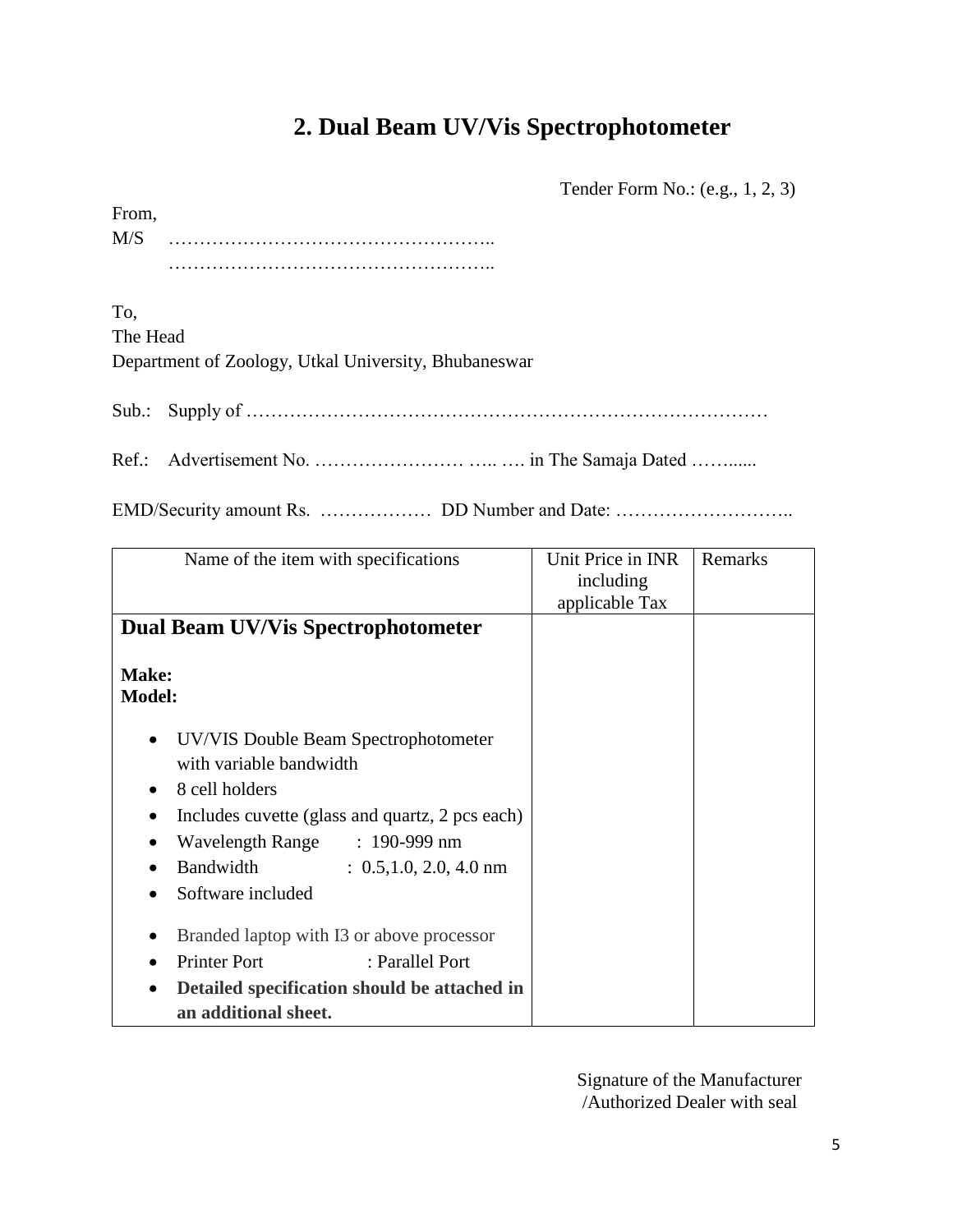## 2. Dual Beam UV/Vis Spectrophotometer

Tender Form No.: (e.g., 1, 2, 3)

From,

M/S ……………………………………………..

……………………………………………..

To,

The Head

Department of Zoology, Utkal University, Bhubaneswar

Sub.: Supply of ……………………………………………………………………….

Ref.: Advertisement No. …………………… ….. …. in The Samaja Dated ……......

EMD/Security amount Rs. ……………… DD Number and Date: ………………………..

| Name of the item with specifications | Unit Price in INR including applicable Tax | Remarks |
|---|---|---|
| **Dual Beam UV/Vis Spectrophotometer**<br><br>**Make:**<br>**Model:**<br><br>• UV/VIS Double Beam Spectrophotometer with variable bandwidth<br>• 8 cell holders<br>• Includes cuvette (glass and quartz, 2 pcs each)<br>• Wavelength Range : 190-999 nm<br>• Bandwidth : 0.5,1.0, 2.0, 4.0 nm<br>• Software included<br><br>• Branded laptop with I3 or above processor<br>• Printer Port : Parallel Port<br>• **Detailed specification should be attached in an additional sheet.** | | |

Signature of the Manufacturer
/Authorized Dealer with seal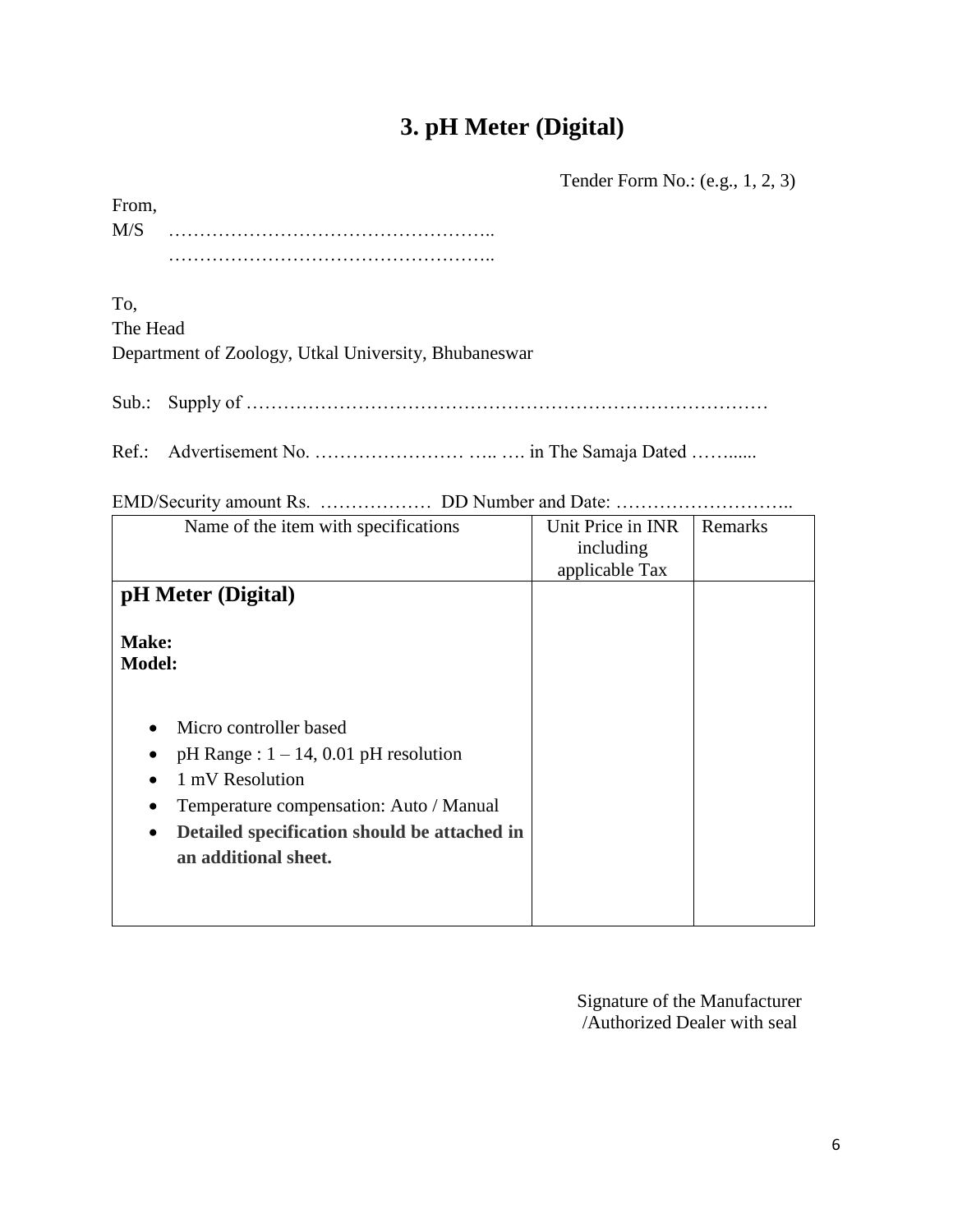# 3. pH Meter (Digital)

Tender Form No.: (e.g., 1, 2, 3)

From,
M/S ……………………………………………..
……………………………………………..

To,
The Head
Department of Zoology, Utkal University, Bhubaneswar

Sub.: Supply of …………………………………………………………………………

Ref.: Advertisement No. …………………… ….. …. in The Samaja Dated ……......

EMD/Security amount Rs. ……………… DD Number and Date: ………………………..

| Name of the item with specifications | Unit Price in INR including applicable Tax | Remarks |
|---|---|---|
| **pH Meter (Digital)**<br><br>**Make:**<br>**Model:**<br><br>• Micro controller based<br>• pH Range : 1 – 14, 0.01 pH resolution<br>• 1 mV Resolution<br>• Temperature compensation: Auto / Manual<br>• **Detailed specification should be attached in an additional sheet.** | | |

Signature of the Manufacturer
/Authorized Dealer with seal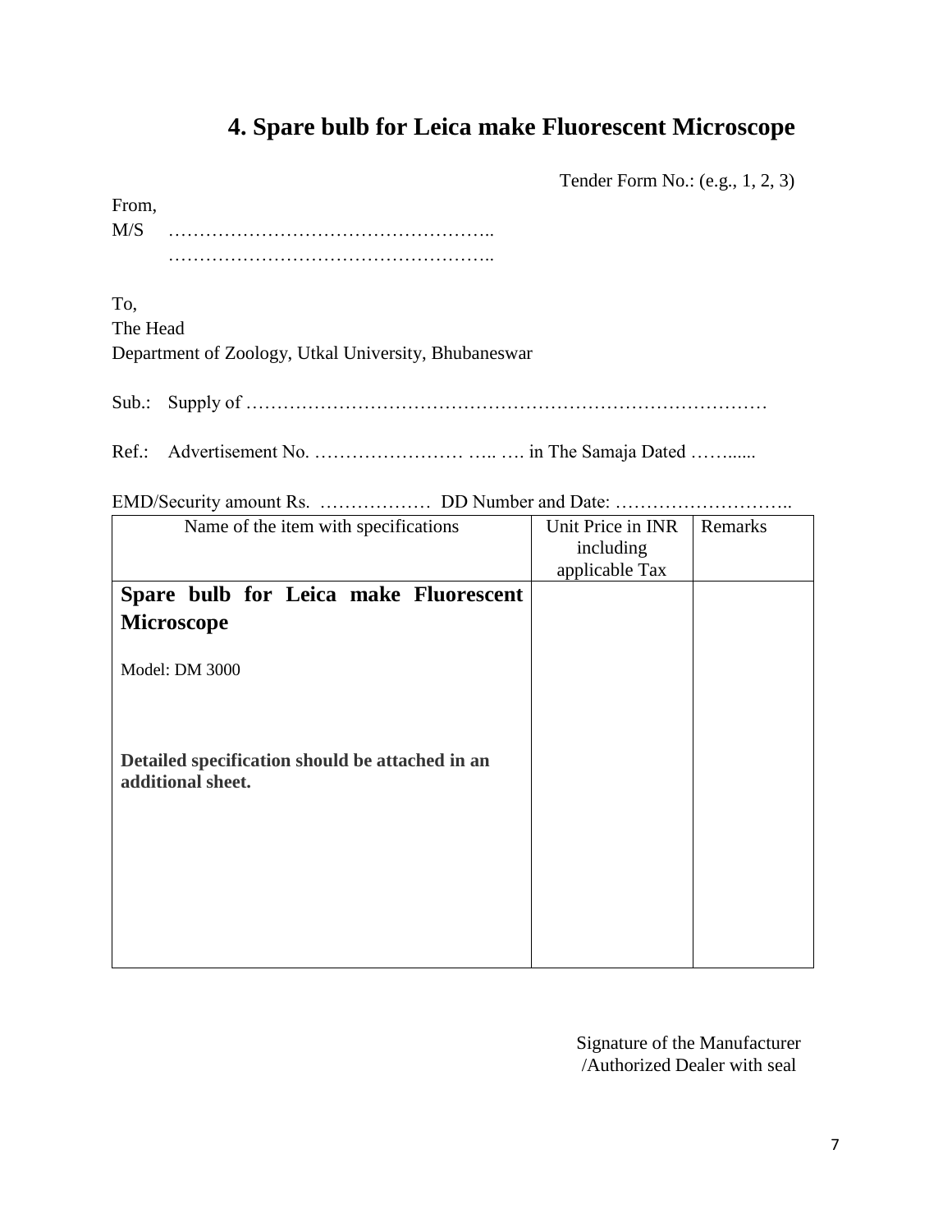# 4. Spare bulb for Leica make Fluorescent Microscope

Tender Form No.: (e.g., 1, 2, 3)

From,
M/S ……………………………………………..
……………………………………………..

To,
The Head
Department of Zoology, Utkal University, Bhubaneswar

Sub.: Supply of …………………………………………………………………………

Ref.: Advertisement No. …………………… ….. …. in The Samaja Dated ……......

EMD/Security amount Rs. ……………… DD Number and Date: ………………………..

| Name of the item with specifications | Unit Price in INR including applicable Tax | Remarks |
|---|---|---|
| **Spare bulb for Leica make Fluorescent Microscope**<br><br>Model: DM 3000<br><br>**Detailed specification should be attached in an additional sheet.** | | |

Signature of the Manufacturer
/Authorized Dealer with seal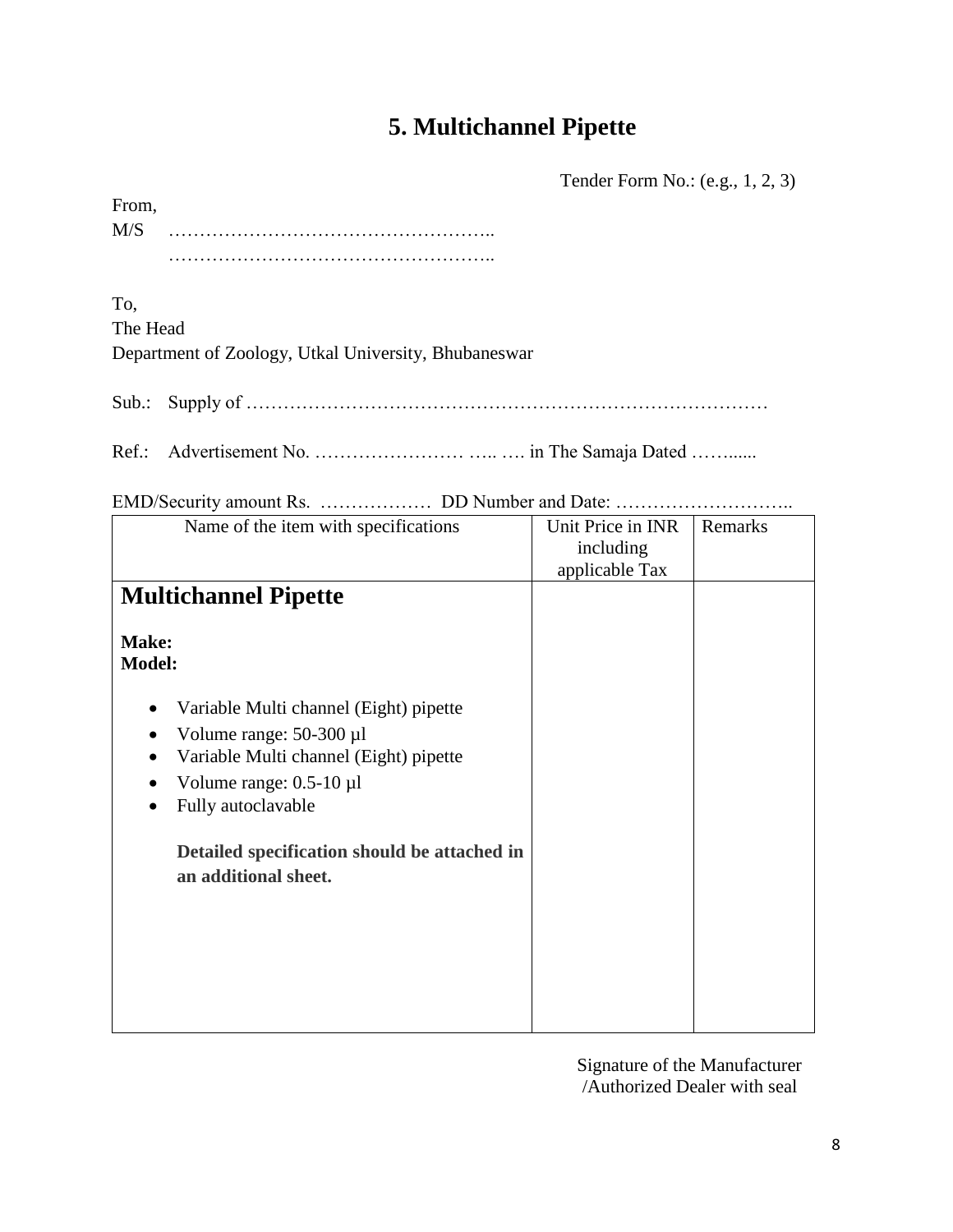# 5. Multichannel Pipette

Tender Form No.: (e.g., 1, 2, 3)

From,
M/S ……………………………………………..
……………………………………………..

To,
The Head
Department of Zoology, Utkal University, Bhubaneswar

Sub.: Supply of …………………………………………………………………………

Ref.: Advertisement No. …………………… ….. …. in The Samaja Dated ……......

EMD/Security amount Rs. ……………… DD Number and Date: ………………………..

| Name of the item with specifications | Unit Price in INR including applicable Tax | Remarks |
|---|---|---|
| **Multichannel Pipette**<br><br>**Make:**<br>**Model:**<br><br>• Variable Multi channel (Eight) pipette<br>• Volume range: 50-300 µl<br>• Variable Multi channel (Eight) pipette<br>• Volume range: 0.5-10 µl<br>• Fully autoclavable<br><br>**Detailed specification should be attached in an additional sheet.** | | |

Signature of the Manufacturer
/Authorized Dealer with seal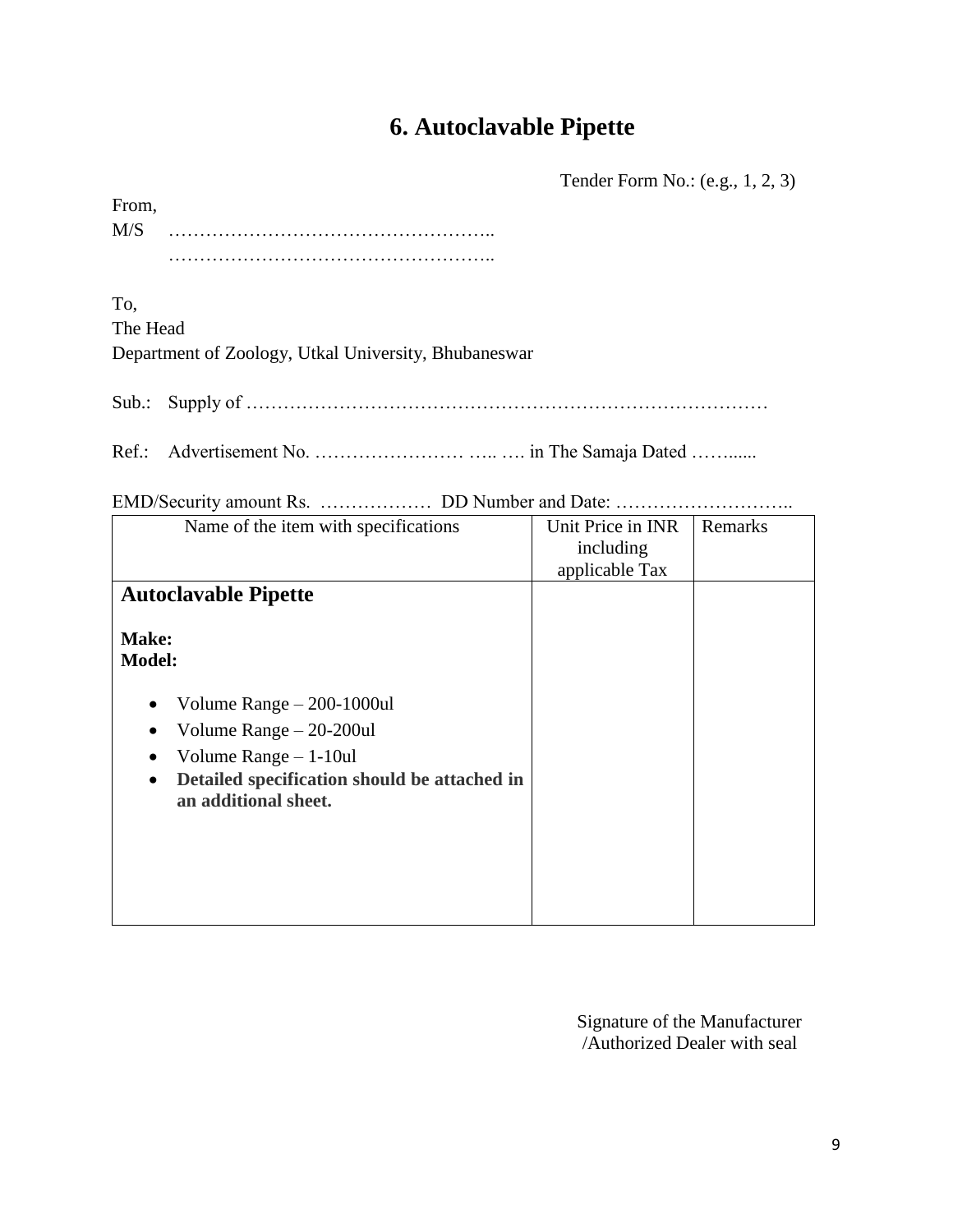# 6. Autoclavable Pipette

Tender Form No.: (e.g., 1, 2, 3)

From,

M/S ……………………………………………..

……………………………………………..

To,

The Head

Department of Zoology, Utkal University, Bhubaneswar

Sub.: Supply of …………………………………………………………………………

Ref.: Advertisement No. …………………… ….. …. in The Samaja Dated ……......

EMD/Security amount Rs. ……………… DD Number and Date: ………………………..

| Name of the item with specifications | Unit Price in INR including applicable Tax | Remarks |
|---|---|---|
| **Autoclavable Pipette**<br><br>**Make:**<br>**Model:**<br><br>• Volume Range – 200-1000ul<br>• Volume Range – 20-200ul<br>• Volume Range – 1-10ul<br>• **Detailed specification should be attached in an additional sheet.** | | |

Signature of the Manufacturer /Authorized Dealer with seal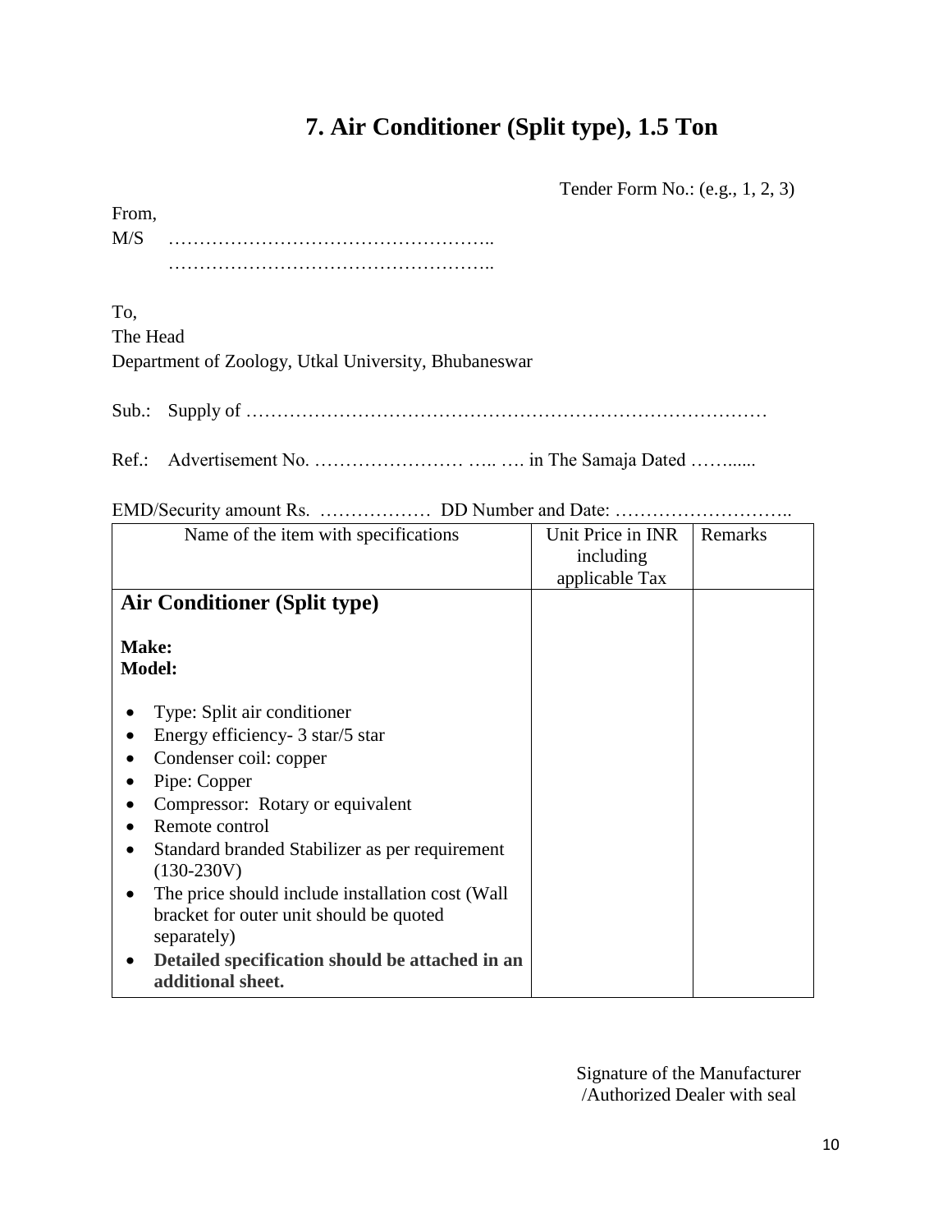# 7. Air Conditioner (Split type), 1.5 Ton

Tender Form No.: (e.g., 1, 2, 3)

From,

M/S ……………………………………………..

……………………………………………..

To,

The Head

Department of Zoology, Utkal University, Bhubaneswar

Sub.: Supply of …………………………………………………………………………

Ref.: Advertisement No. …………………… ….. …. in The Samaja Dated ……......

EMD/Security amount Rs. ……………… DD Number and Date: ………………………..

| Name of the item with specifications | Unit Price in INR including applicable Tax | Remarks |
|---|---|---|
| **Air Conditioner (Split type)**<br><br>**Make:**<br>**Model:**<br><br>• Type: Split air conditioner<br>• Energy efficiency- 3 star/5 star<br>• Condenser coil: copper<br>• Pipe: Copper<br>• Compressor: Rotary or equivalent<br>• Remote control<br>• Standard branded Stabilizer as per requirement (130-230V)<br>• The price should include installation cost (Wall bracket for outer unit should be quoted separately)<br>• **Detailed specification should be attached in an additional sheet.** | | |

Signature of the Manufacturer
/Authorized Dealer with seal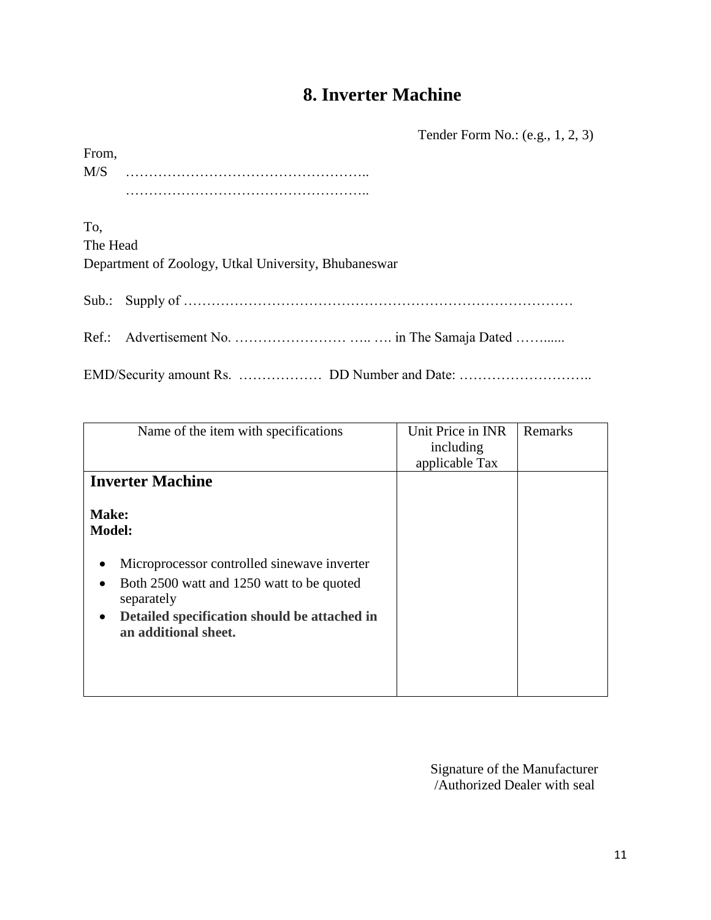# 8. Inverter Machine

Tender Form No.: (e.g., 1, 2, 3)

From,

M/S ……………………………………………..

……………………………………………..

To,

The Head

Department of Zoology, Utkal University, Bhubaneswar

Sub.: Supply of …………………………………………………………………………

Ref.: Advertisement No. …………………… ….. …. in The Samaja Dated ……......

EMD/Security amount Rs. ……………… DD Number and Date: ………………………..

| Name of the item with specifications | Unit Price in INR including applicable Tax | Remarks |
|---|---|---|
| **Inverter Machine**<br><br>**Make:**<br>**Model:**<br><br>• Microprocessor controlled sinewave inverter<br>• Both 2500 watt and 1250 watt to be quoted separately<br>• **Detailed specification should be attached in an additional sheet.** | | |

Signature of the Manufacturer /Authorized Dealer with seal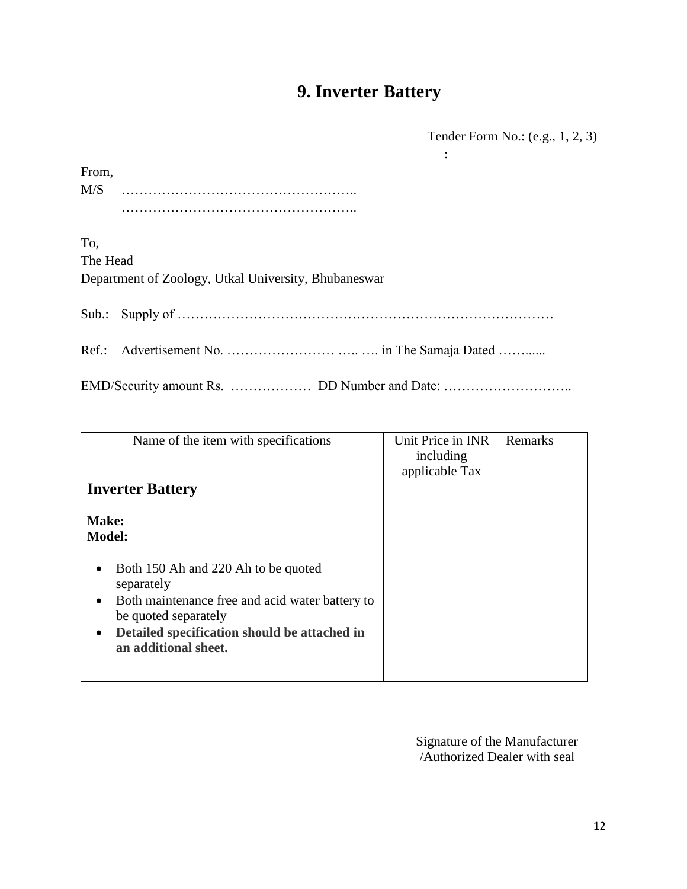# 9. Inverter Battery

Tender Form No.: (e.g., 1, 2, 3)
:

From,
M/S ……………………………………………..
……………………………………………..

To,
The Head
Department of Zoology, Utkal University, Bhubaneswar

Sub.: Supply of …………………………………………………………………………

Ref.: Advertisement No. …………………… ….. …. in The Samaja Dated ……......

EMD/Security amount Rs. ……………… DD Number and Date: ………………………..

| Name of the item with specifications | Unit Price in INR including applicable Tax | Remarks |
| --- | --- | --- |
| **Inverter Battery**<br><br>**Make:**<br>**Model:**<br><br>• Both 150 Ah and 220 Ah to be quoted separately<br>• Both maintenance free and acid water battery to be quoted separately<br>• **Detailed specification should be attached in an additional sheet.** | | |

Signature of the Manufacturer
/Authorized Dealer with seal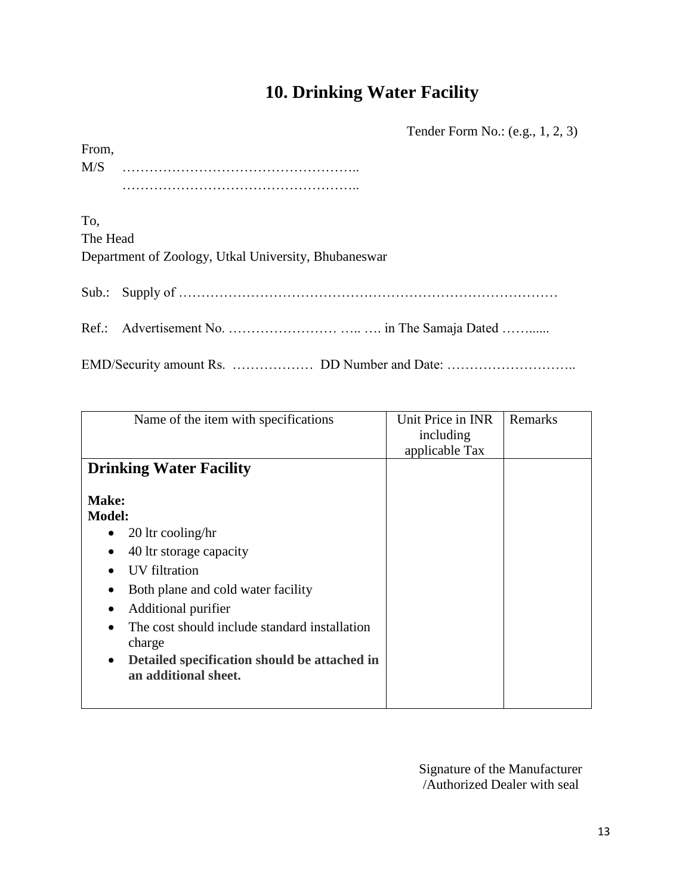# 10. Drinking Water Facility

Tender Form No.: (e.g., 1, 2, 3)

From,
M/S ……………………………………………..
……………………………………………..

To,
The Head
Department of Zoology, Utkal University, Bhubaneswar

Sub.: Supply of …………………………………………………………………………

Ref.: Advertisement No. …………………… ….. …. in The Samaja Dated ……......

EMD/Security amount Rs. ……………… DD Number and Date: ………………………..

| Name of the item with specifications | Unit Price in INR including applicable Tax | Remarks |
|---|---|---|
| **Drinking Water Facility**<br><br>**Make:**<br>**Model:**<br>• 20 ltr cooling/hr<br>• 40 ltr storage capacity<br>• UV filtration<br>• Both plane and cold water facility<br>• Additional purifier<br>• The cost should include standard installation charge<br>• **Detailed specification should be attached in an additional sheet.** | | |

Signature of the Manufacturer
/Authorized Dealer with seal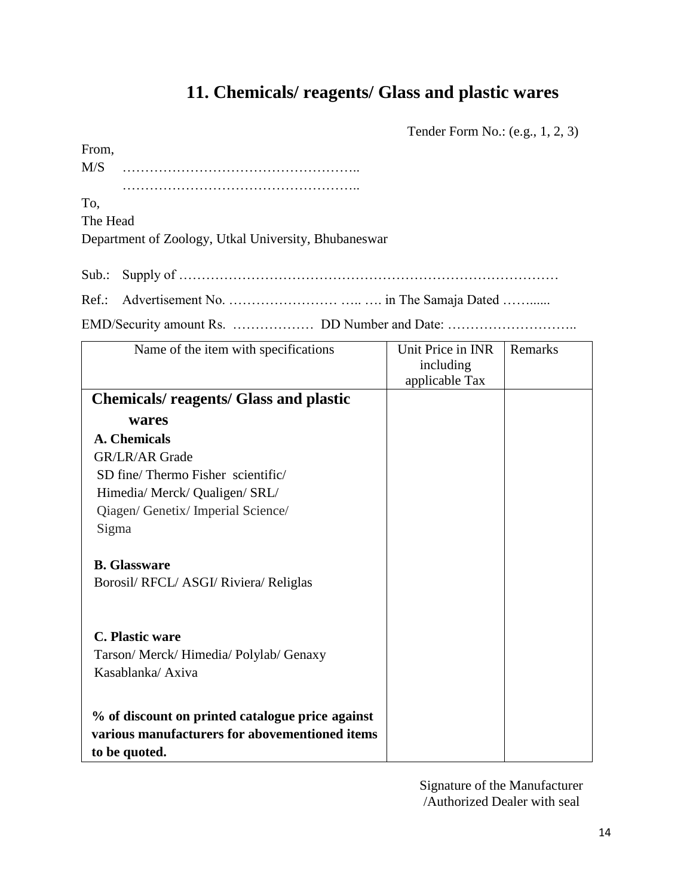# 11. Chemicals/ reagents/ Glass and plastic wares

Tender Form No.: (e.g., 1, 2, 3)

From,

M/S ……………………………………………..

……………………………………………..

To,

The Head

Department of Zoology, Utkal University, Bhubaneswar

Sub.: Supply of ………………………………………………………………………

Ref.: Advertisement No. …………………… ….. …. in The Samaja Dated ……......

EMD/Security amount Rs. ……………… DD Number and Date: ………………………..

| Name of the item with specifications | Unit Price in INR including applicable Tax | Remarks |
|---|---|---|
| **Chemicals/ reagents/ Glass and plastic wares** | | |
| **A. Chemicals**<br>GR/LR/AR Grade<br>SD fine/ Thermo Fisher scientific/ Himedia/ Merck/ Qualigen/ SRL/ Qiagen/ Genetix/ Imperial Science/ Sigma | | |
| **B. Glassware**<br>Borosil/ RFCL/ ASGI/ Riviera/ Religlas | | |
| **C. Plastic ware**<br>Tarson/ Merck/ Himedia/ Polylab/ Genaxy Kasablanka/ Axiva | | |
| **% of discount on printed catalogue price against various manufacturers for abovementioned items to be quoted.** | | |

Signature of the Manufacturer /Authorized Dealer with seal